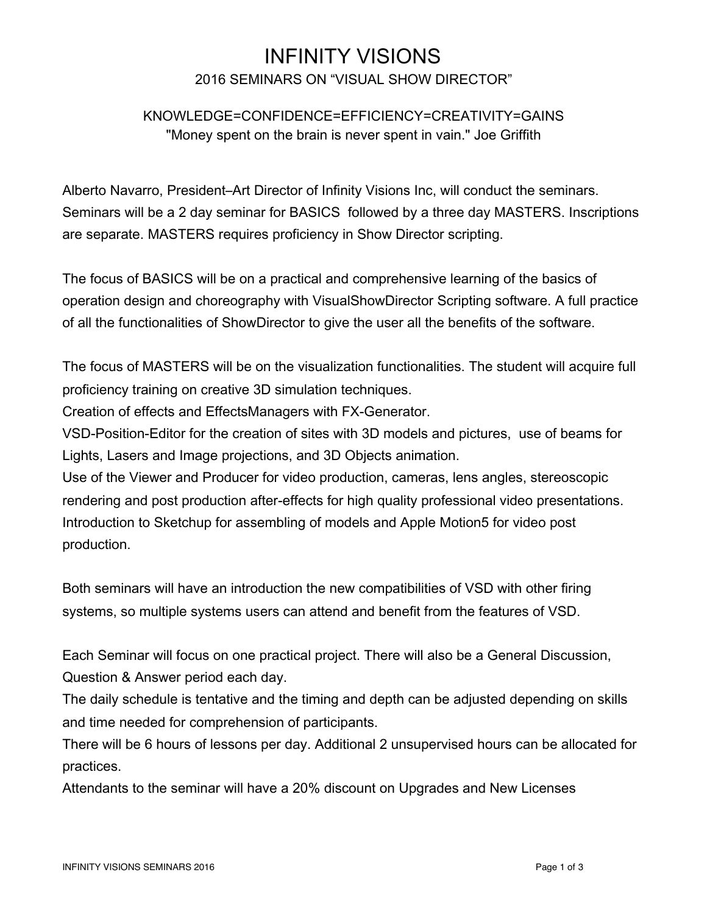# INFINITY VISIONS

## 2016 SEMINARS ON “VISUAL SHOW DIRECTOR”

KNOWLEDGE=CONFIDENCE=EFFICIENCY=CREATIVITY=GAINS

"Money spent on the brain is never spent in vain." Joe Griffith

Alberto Navarro, President–Art Director of Infinity Visions Inc, will conduct the seminars. Seminars will be a 2 day seminar for BASICS followed by a three day MASTERS. Inscriptions are separate. MASTERS requires proficiency in Show Director scripting.

The focus of BASICS will be on a practical and comprehensive learning of the basics of operation design and choreography with VisualShowDirector Scripting software. A full practice of all the functionalities of ShowDirector to give the user all the benefits of the software.

The focus of MASTERS will be on the visualization functionalities. The student will acquire full proficiency training on creative 3D simulation techniques.
Creation of effects and EffectsManagers with FX-Generator.
VSD-Position-Editor for the creation of sites with 3D models and pictures, use of beams for Lights, Lasers and Image projections, and 3D Objects animation.
Use of the Viewer and Producer for video production, cameras, lens angles, stereoscopic rendering and post production after-effects for high quality professional video presentations.
Introduction to Sketchup for assembling of models and Apple Motion5 for video post production.

Both seminars will have an introduction the new compatibilities of VSD with other firing systems, so multiple systems users can attend and benefit from the features of VSD.

Each Seminar will focus on one practical project. There will also be a General Discussion, Question & Answer period each day.
The daily schedule is tentative and the timing and depth can be adjusted depending on skills and time needed for comprehension of participants.
There will be 6 hours of lessons per day. Additional 2 unsupervised hours can be allocated for practices.
Attendants to the seminar will have a 20% discount on Upgrades and New Licenses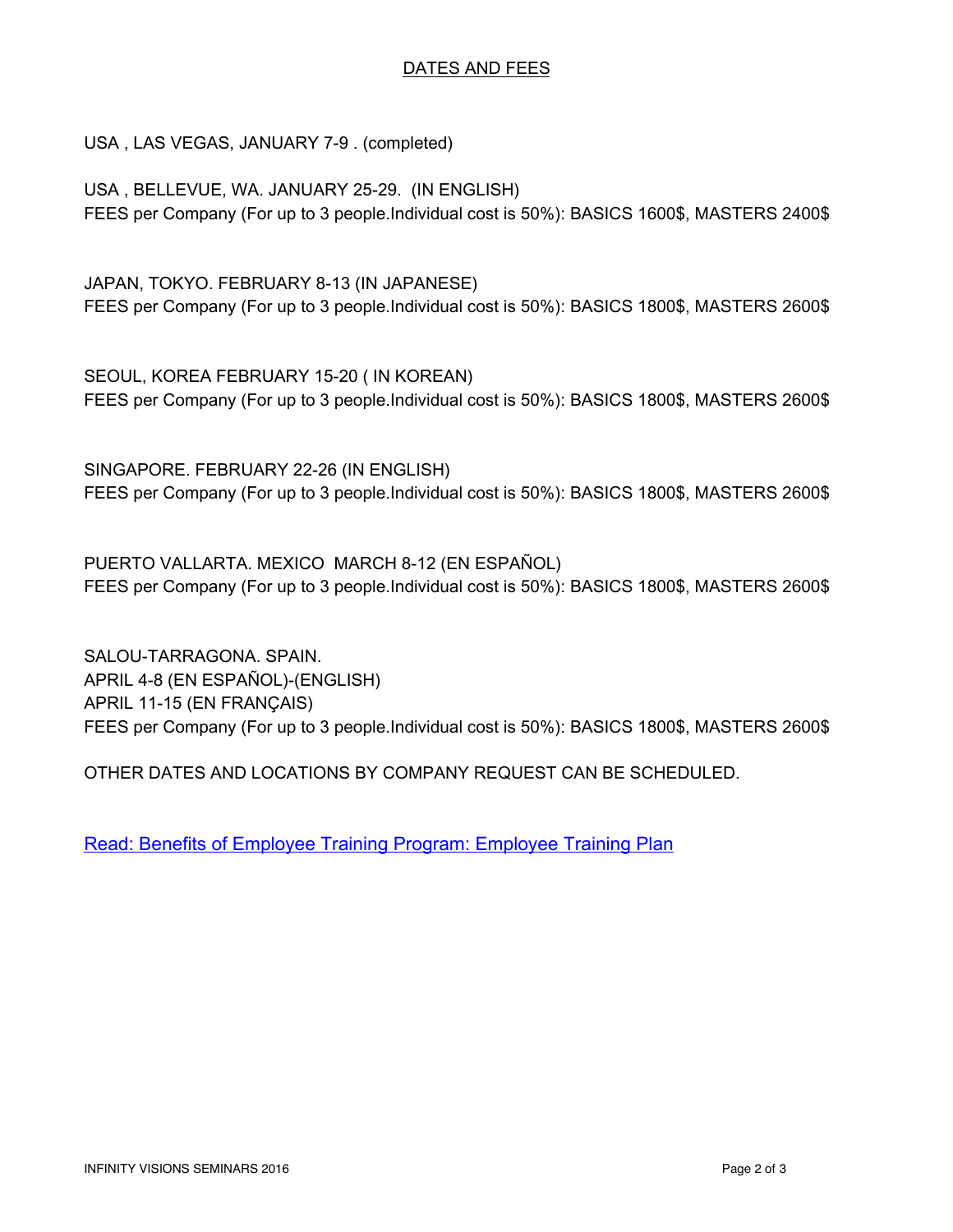## DATES AND FEES

USA , LAS VEGAS, JANUARY 7-9 . (completed)

USA , BELLEVUE, WA. JANUARY 25-29. (IN ENGLISH)
FEES per Company (For up to 3 people.Individual cost is 50%): BASICS 1600$, MASTERS 2400$

JAPAN, TOKYO. FEBRUARY 8-13 (IN JAPANESE)
FEES per Company (For up to 3 people.Individual cost is 50%): BASICS 1800$, MASTERS 2600$

SEOUL, KOREA FEBRUARY 15-20 ( IN KOREAN)
FEES per Company (For up to 3 people.Individual cost is 50%): BASICS 1800$, MASTERS 2600$

SINGAPORE. FEBRUARY 22-26 (IN ENGLISH)
FEES per Company (For up to 3 people.Individual cost is 50%): BASICS 1800$, MASTERS 2600$

PUERTO VALLARTA. MEXICO MARCH 8-12 (EN ESPAÑOL)
FEES per Company (For up to 3 people.Individual cost is 50%): BASICS 1800$, MASTERS 2600$

SALOU-TARRAGONA. SPAIN.
APRIL 4-8 (EN ESPAÑOL)-(ENGLISH)
APRIL 11-15 (EN FRANÇAIS)
FEES per Company (For up to 3 people.Individual cost is 50%): BASICS 1800$, MASTERS 2600$

OTHER DATES AND LOCATIONS BY COMPANY REQUEST CAN BE SCHEDULED.

Read: Benefits of Employee Training Program: Employee Training Plan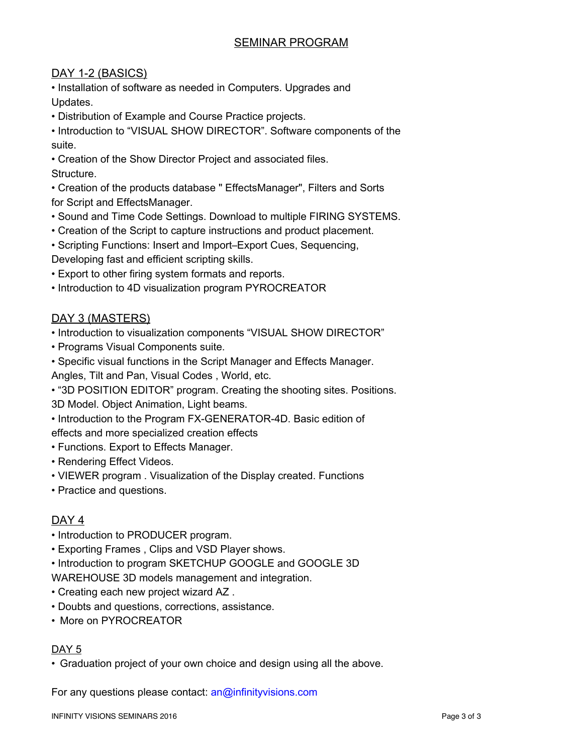# SEMINAR PROGRAM

## DAY 1-2 (BASICS)

- Installation of software as needed in Computers. Upgrades and Updates.
- Distribution of Example and Course Practice projects.
- Introduction to "VISUAL SHOW DIRECTOR". Software components of the suite.
- Creation of the Show Director Project and associated files. Structure.
- Creation of the products database " EffectsManager", Filters and Sorts for Script and EffectsManager.
- Sound and Time Code Settings. Download to multiple FIRING SYSTEMS.
- Creation of the Script to capture instructions and product placement.
- Scripting Functions: Insert and Import–Export Cues, Sequencing, Developing fast and efficient scripting skills.
- Export to other firing system formats and reports.
- Introduction to 4D visualization program PYROCREATOR

## DAY 3 (MASTERS)

- Introduction to visualization components "VISUAL SHOW DIRECTOR"
- Programs Visual Components suite.
- Specific visual functions in the Script Manager and Effects Manager. Angles, Tilt and Pan, Visual Codes , World, etc.
- "3D POSITION EDITOR" program. Creating the shooting sites. Positions. 3D Model. Object Animation, Light beams.
- Introduction to the Program FX-GENERATOR-4D. Basic edition of effects and more specialized creation effects
- Functions. Export to Effects Manager.
- Rendering Effect Videos.
- VIEWER program . Visualization of the Display created. Functions
- Practice and questions.

## DAY 4

- Introduction to PRODUCER program.
- Exporting Frames , Clips and VSD Player shows.
- Introduction to program SKETCHUP GOOGLE and GOOGLE 3D WAREHOUSE 3D models management and integration.
- Creating each new project wizard AZ .
- Doubts and questions, corrections, assistance.
- More on PYROCREATOR

## DAY 5

- Graduation project of your own choice and design using all the above.

For any questions please contact: an@infinityvisions.com